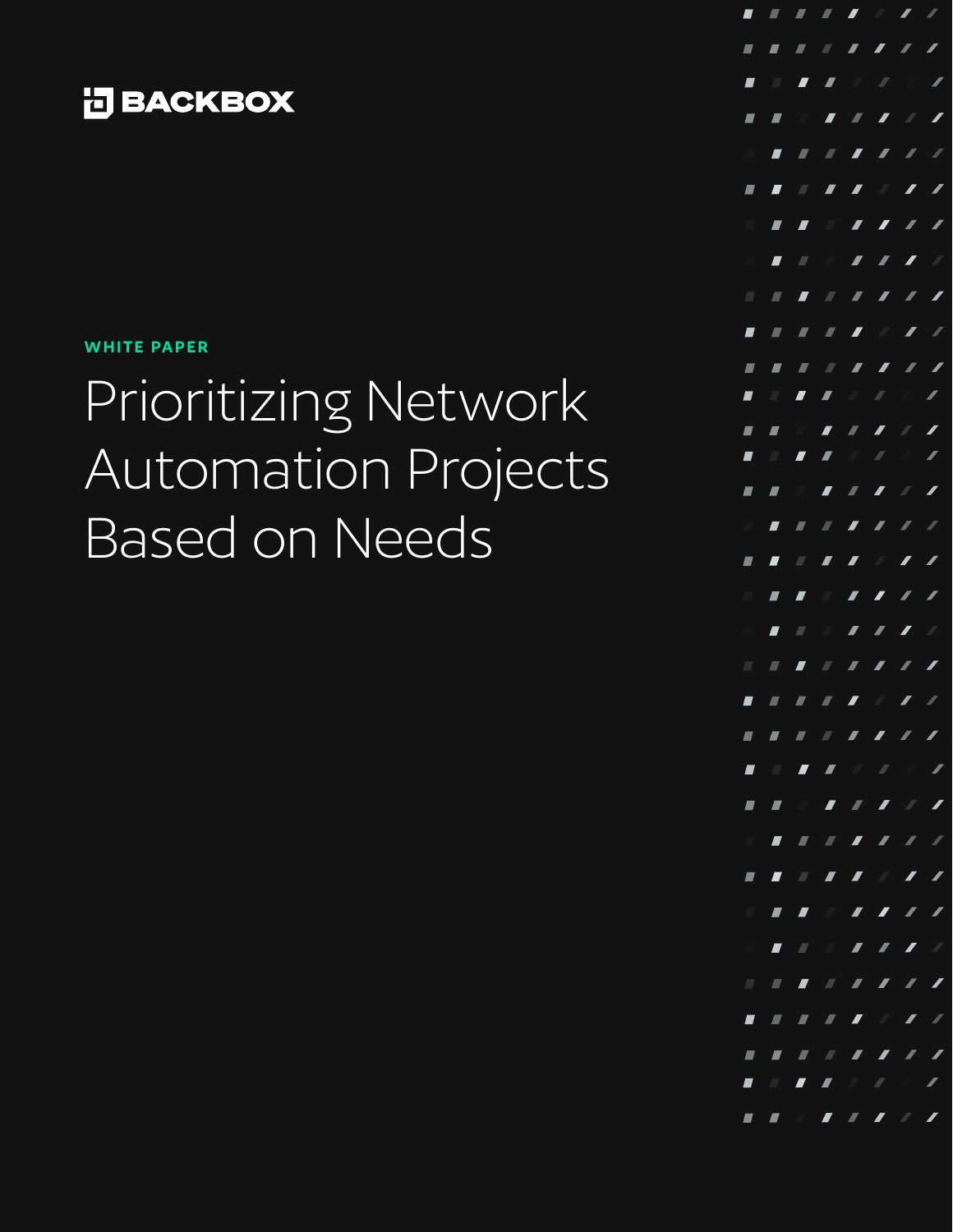BACKBOX

WHITE PAPER

# Prioritizing Network Automation Projects Based on Needs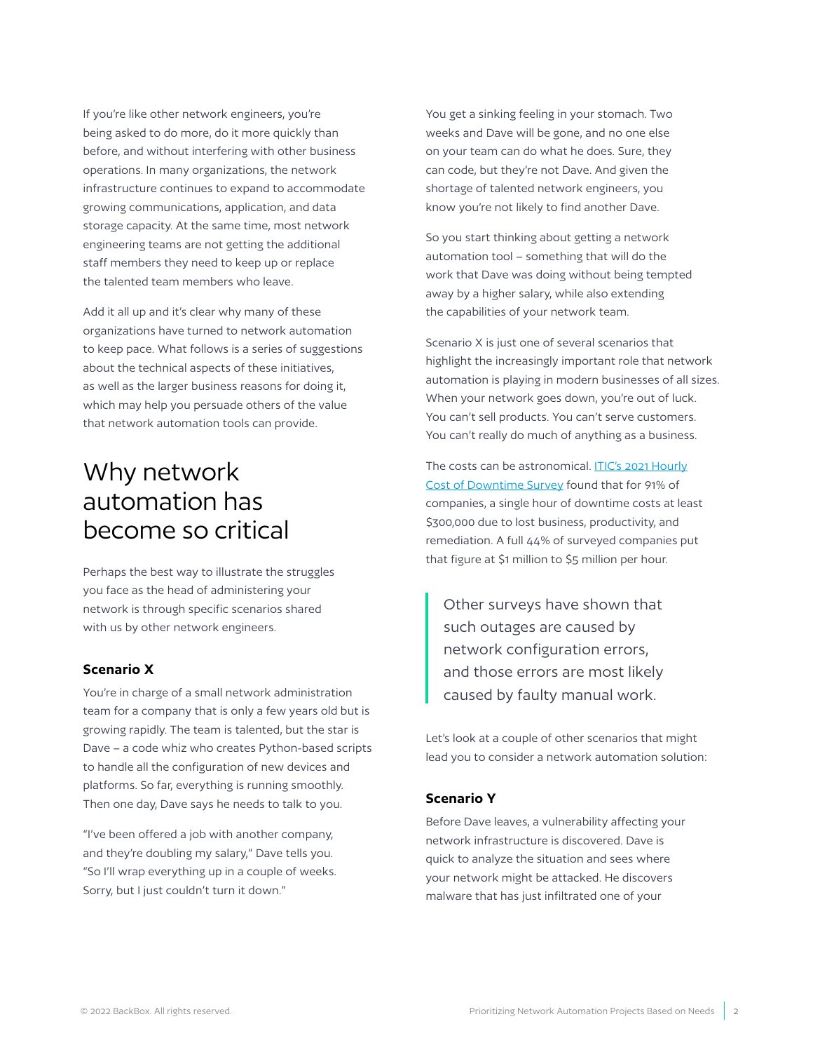If you're like other network engineers, you're being asked to do more, do it more quickly than before, and without interfering with other business operations. In many organizations, the network infrastructure continues to expand to accommodate growing communications, application, and data storage capacity. At the same time, most network engineering teams are not getting the additional staff members they need to keep up or replace the talented team members who leave.

Add it all up and it's clear why many of these organizations have turned to network automation to keep pace. What follows is a series of suggestions about the technical aspects of these initiatives, as well as the larger business reasons for doing it, which may help you persuade others of the value that network automation tools can provide.

## Why network automation has become so critical

Perhaps the best way to illustrate the struggles you face as the head of administering your network is through specific scenarios shared with us by other network engineers.

### Scenario X

You're in charge of a small network administration team for a company that is only a few years old but is growing rapidly. The team is talented, but the star is Dave – a code whiz who creates Python-based scripts to handle all the configuration of new devices and platforms. So far, everything is running smoothly. Then one day, Dave says he needs to talk to you.

"I've been offered a job with another company, and they're doubling my salary," Dave tells you. "So I'll wrap everything up in a couple of weeks. Sorry, but I just couldn't turn it down."

You get a sinking feeling in your stomach. Two weeks and Dave will be gone, and no one else on your team can do what he does. Sure, they can code, but they're not Dave. And given the shortage of talented network engineers, you know you're not likely to find another Dave.

So you start thinking about getting a network automation tool – something that will do the work that Dave was doing without being tempted away by a higher salary, while also extending the capabilities of your network team.

Scenario X is just one of several scenarios that highlight the increasingly important role that network automation is playing in modern businesses of all sizes. When your network goes down, you're out of luck. You can't sell products. You can't serve customers. You can't really do much of anything as a business.

The costs can be astronomical. ITIC's 2021 Hourly Cost of Downtime Survey found that for 91% of companies, a single hour of downtime costs at least $300,000 due to lost business, productivity, and remediation. A full 44% of surveyed companies put that figure at $1 million to $5 million per hour.

> Other surveys have shown that such outages are caused by network configuration errors, and those errors are most likely caused by faulty manual work.

Let's look at a couple of other scenarios that might lead you to consider a network automation solution:

### Scenario Y

Before Dave leaves, a vulnerability affecting your network infrastructure is discovered. Dave is quick to analyze the situation and sees where your network might be attacked. He discovers malware that has just infiltrated one of your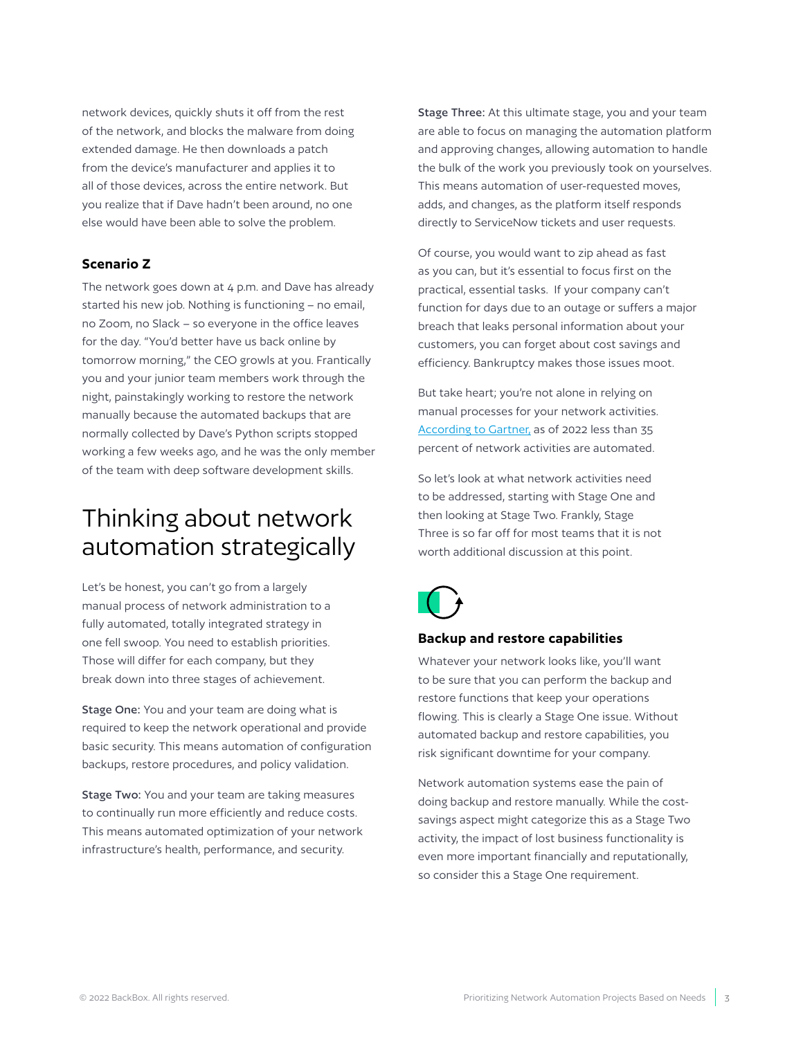network devices, quickly shuts it off from the rest of the network, and blocks the malware from doing extended damage. He then downloads a patch from the device's manufacturer and applies it to all of those devices, across the entire network. But you realize that if Dave hadn't been around, no one else would have been able to solve the problem.

### Scenario Z

The network goes down at 4 p.m. and Dave has already started his new job. Nothing is functioning – no email, no Zoom, no Slack – so everyone in the office leaves for the day. "You'd better have us back online by tomorrow morning," the CEO growls at you. Frantically you and your junior team members work through the night, painstakingly working to restore the network manually because the automated backups that are normally collected by Dave's Python scripts stopped working a few weeks ago, and he was the only member of the team with deep software development skills.

## Thinking about network automation strategically

Let's be honest, you can't go from a largely manual process of network administration to a fully automated, totally integrated strategy in one fell swoop. You need to establish priorities. Those will differ for each company, but they break down into three stages of achievement.

**Stage One:** You and your team are doing what is required to keep the network operational and provide basic security. This means automation of configuration backups, restore procedures, and policy validation.

**Stage Two:** You and your team are taking measures to continually run more efficiently and reduce costs. This means automated optimization of your network infrastructure's health, performance, and security.

**Stage Three:** At this ultimate stage, you and your team are able to focus on managing the automation platform and approving changes, allowing automation to handle the bulk of the work you previously took on yourselves. This means automation of user-requested moves, adds, and changes, as the platform itself responds directly to ServiceNow tickets and user requests.

Of course, you would want to zip ahead as fast as you can, but it's essential to focus first on the practical, essential tasks. If your company can't function for days due to an outage or suffers a major breach that leaks personal information about your customers, you can forget about cost savings and efficiency. Bankruptcy makes those issues moot.

But take heart; you're not alone in relying on manual processes for your network activities. According to Gartner, as of 2022 less than 35 percent of network activities are automated.

So let's look at what network activities need to be addressed, starting with Stage One and then looking at Stage Two. Frankly, Stage Three is so far off for most teams that it is not worth additional discussion at this point.

### Backup and restore capabilities

Whatever your network looks like, you'll want to be sure that you can perform the backup and restore functions that keep your operations flowing. This is clearly a Stage One issue. Without automated backup and restore capabilities, you risk significant downtime for your company.

Network automation systems ease the pain of doing backup and restore manually. While the cost-savings aspect might categorize this as a Stage Two activity, the impact of lost business functionality is even more important financially and reputationally, so consider this a Stage One requirement.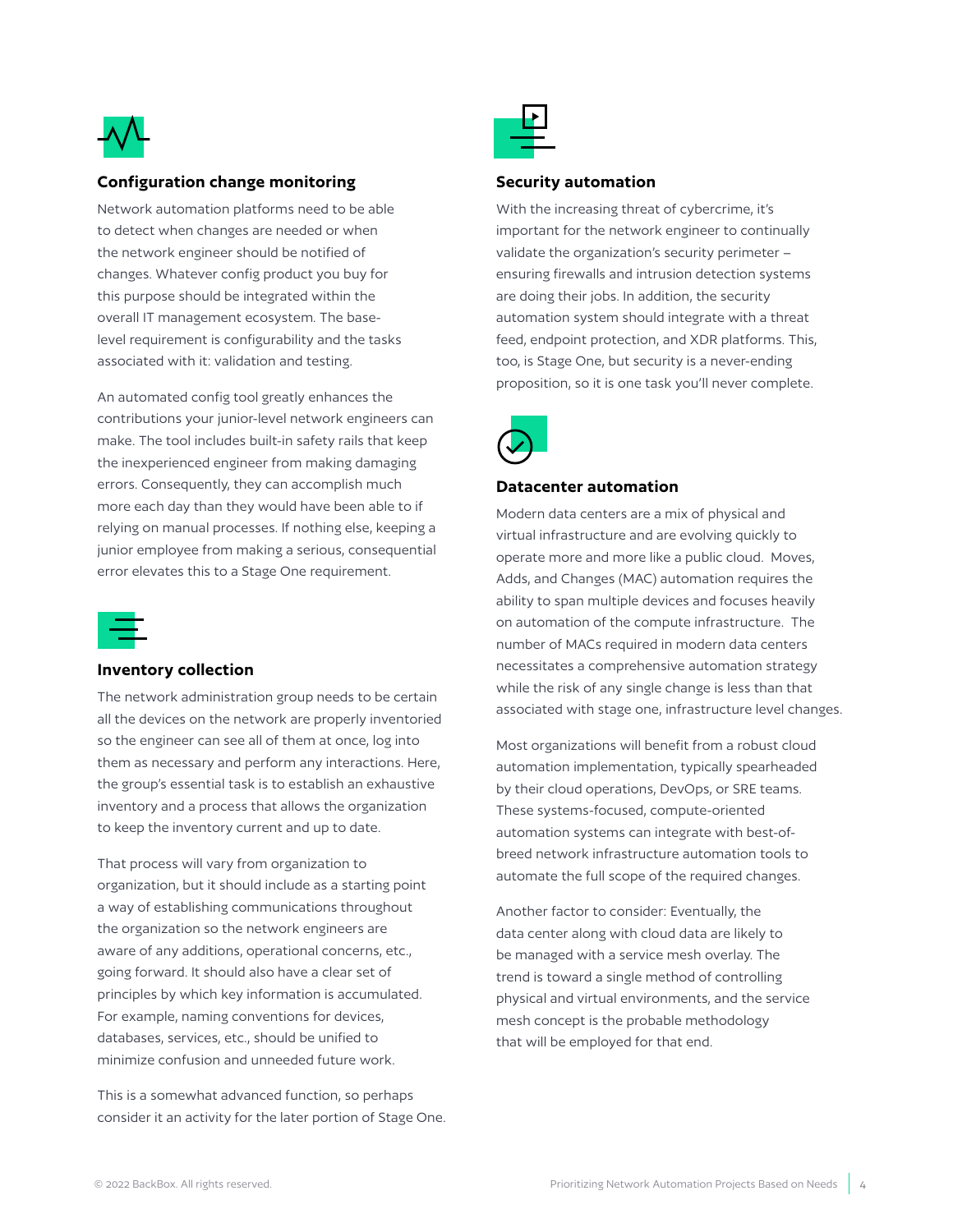### Configuration change monitoring

Network automation platforms need to be able to detect when changes are needed or when the network engineer should be notified of changes. Whatever config product you buy for this purpose should be integrated within the overall IT management ecosystem. The base-level requirement is configurability and the tasks associated with it: validation and testing.

An automated config tool greatly enhances the contributions your junior-level network engineers can make. The tool includes built-in safety rails that keep the inexperienced engineer from making damaging errors. Consequently, they can accomplish much more each day than they would have been able to if relying on manual processes. If nothing else, keeping a junior employee from making a serious, consequential error elevates this to a Stage One requirement.

### Inventory collection

The network administration group needs to be certain all the devices on the network are properly inventoried so the engineer can see all of them at once, log into them as necessary and perform any interactions. Here, the group's essential task is to establish an exhaustive inventory and a process that allows the organization to keep the inventory current and up to date.

That process will vary from organization to organization, but it should include as a starting point a way of establishing communications throughout the organization so the network engineers are aware of any additions, operational concerns, etc., going forward. It should also have a clear set of principles by which key information is accumulated. For example, naming conventions for devices, databases, services, etc., should be unified to minimize confusion and unneeded future work.

This is a somewhat advanced function, so perhaps consider it an activity for the later portion of Stage One.

### Security automation

With the increasing threat of cybercrime, it's important for the network engineer to continually validate the organization's security perimeter – ensuring firewalls and intrusion detection systems are doing their jobs. In addition, the security automation system should integrate with a threat feed, endpoint protection, and XDR platforms. This, too, is Stage One, but security is a never-ending proposition, so it is one task you'll never complete.

### Datacenter automation

Modern data centers are a mix of physical and virtual infrastructure and are evolving quickly to operate more and more like a public cloud. Moves, Adds, and Changes (MAC) automation requires the ability to span multiple devices and focuses heavily on automation of the compute infrastructure. The number of MACs required in modern data centers necessitates a comprehensive automation strategy while the risk of any single change is less than that associated with stage one, infrastructure level changes.

Most organizations will benefit from a robust cloud automation implementation, typically spearheaded by their cloud operations, DevOps, or SRE teams. These systems-focused, compute-oriented automation systems can integrate with best-of-breed network infrastructure automation tools to automate the full scope of the required changes.

Another factor to consider: Eventually, the data center along with cloud data are likely to be managed with a service mesh overlay. The trend is toward a single method of controlling physical and virtual environments, and the service mesh concept is the probable methodology that will be employed for that end.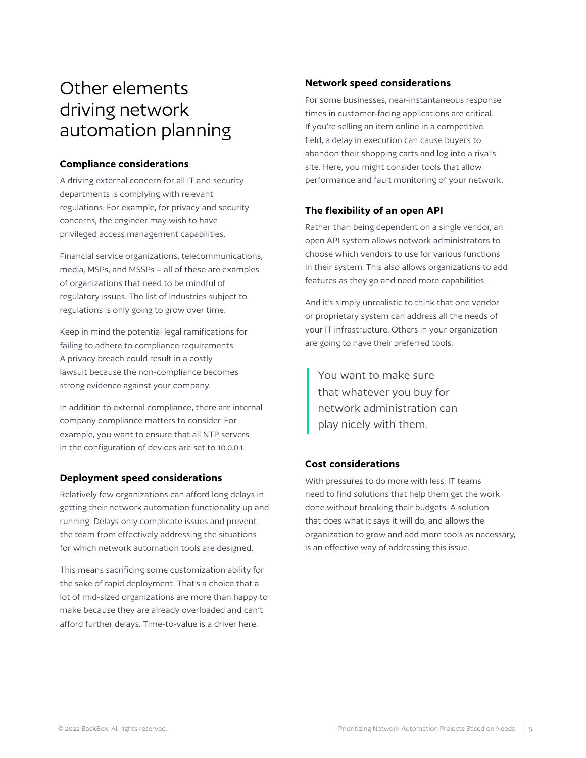# Other elements driving network automation planning

### Compliance considerations

A driving external concern for all IT and security departments is complying with relevant regulations. For example, for privacy and security concerns, the engineer may wish to have privileged access management capabilities.

Financial service organizations, telecommunications, media, MSPs, and MSSPs – all of these are examples of organizations that need to be mindful of regulatory issues. The list of industries subject to regulations is only going to grow over time.

Keep in mind the potential legal ramifications for failing to adhere to compliance requirements. A privacy breach could result in a costly lawsuit because the non-compliance becomes strong evidence against your company.

In addition to external compliance, there are internal company compliance matters to consider. For example, you want to ensure that all NTP servers in the configuration of devices are set to 10.0.0.1.

### Deployment speed considerations

Relatively few organizations can afford long delays in getting their network automation functionality up and running. Delays only complicate issues and prevent the team from effectively addressing the situations for which network automation tools are designed.

This means sacrificing some customization ability for the sake of rapid deployment. That's a choice that a lot of mid-sized organizations are more than happy to make because they are already overloaded and can't afford further delays. Time-to-value is a driver here.

### Network speed considerations

For some businesses, near-instantaneous response times in customer-facing applications are critical. If you're selling an item online in a competitive field, a delay in execution can cause buyers to abandon their shopping carts and log into a rival's site. Here, you might consider tools that allow performance and fault monitoring of your network.

### The flexibility of an open API

Rather than being dependent on a single vendor, an open API system allows network administrators to choose which vendors to use for various functions in their system. This also allows organizations to add features as they go and need more capabilities.

And it's simply unrealistic to think that one vendor or proprietary system can address all the needs of your IT infrastructure. Others in your organization are going to have their preferred tools.

> You want to make sure that whatever you buy for network administration can play nicely with them.

### Cost considerations

With pressures to do more with less, IT teams need to find solutions that help them get the work done without breaking their budgets. A solution that does what it says it will do, and allows the organization to grow and add more tools as necessary, is an effective way of addressing this issue.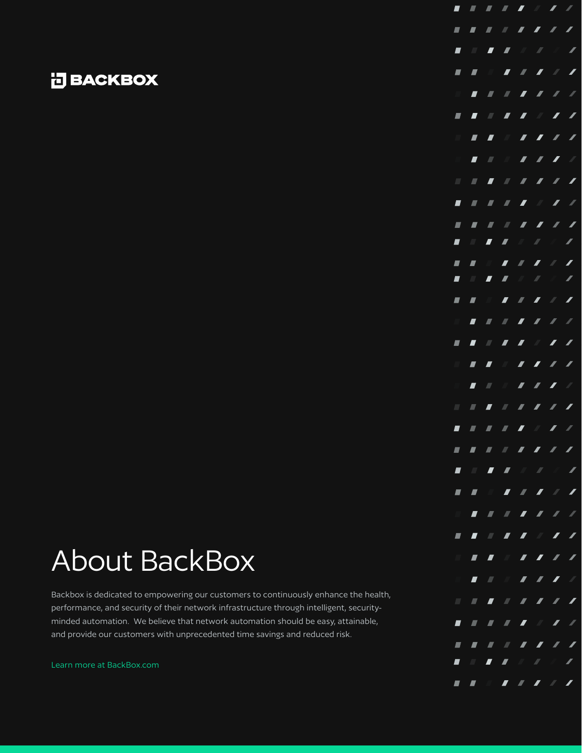BACKBOX

# About BackBox

Backbox is dedicated to empowering our customers to continuously enhance the health, performance, and security of their network infrastructure through intelligent, security-minded automation. We believe that network automation should be easy, attainable, and provide our customers with unprecedented time savings and reduced risk.

Learn more at BackBox.com